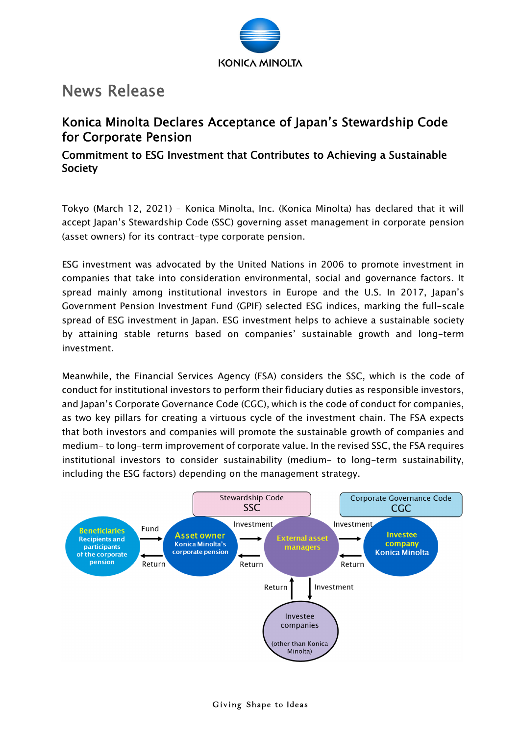KONICA MINOLTA

# News Release

## Konica Minolta Declares Acceptance of Japan's Stewardship Code for Corporate Pension

### Commitment to ESG Investment that Contributes to Achieving a Sustainable Society

Tokyo (March 12, 2021) – Konica Minolta, Inc. (Konica Minolta) has declared that it will accept Japan's Stewardship Code (SSC) governing asset management in corporate pension (asset owners) for its contract-type corporate pension.

ESG investment was advocated by the United Nations in 2006 to promote investment in companies that take into consideration environmental, social and governance factors. It spread mainly among institutional investors in Europe and the U.S. In 2017, Japan's Government Pension Investment Fund (GPIF) selected ESG indices, marking the full-scale spread of ESG investment in Japan. ESG investment helps to achieve a sustainable society by attaining stable returns based on companies' sustainable growth and long-term investment.

Meanwhile, the Financial Services Agency (FSA) considers the SSC, which is the code of conduct for institutional investors to perform their fiduciary duties as responsible investors, and Japan's Corporate Governance Code (CGC), which is the code of conduct for companies, as two key pillars for creating a virtuous cycle of the investment chain. The FSA expects that both investors and companies will promote the sustainable growth of companies and medium- to long-term improvement of corporate value. In the revised SSC, the FSA requires institutional investors to consider sustainability (medium- to long-term sustainability, including the ESG factors) depending on the management strategy.

Stewardship Code SSC

Corporate Governance Code CGC

Beneficiaries: Recipients and participants of the corporate pension → Fund → Asset owner: Konica Minolta's corporate pension → Investment → External asset managers → Investment → Investee company: Konica Minolta

Investee company: Konica Minolta → Return → External asset managers → Return → Asset owner: Konica Minolta's corporate pension → Return → Beneficiaries

External asset managers → Investment → Investee companies (other than Konica Minolta) → Return → External asset managers

Giving Shape to Ideas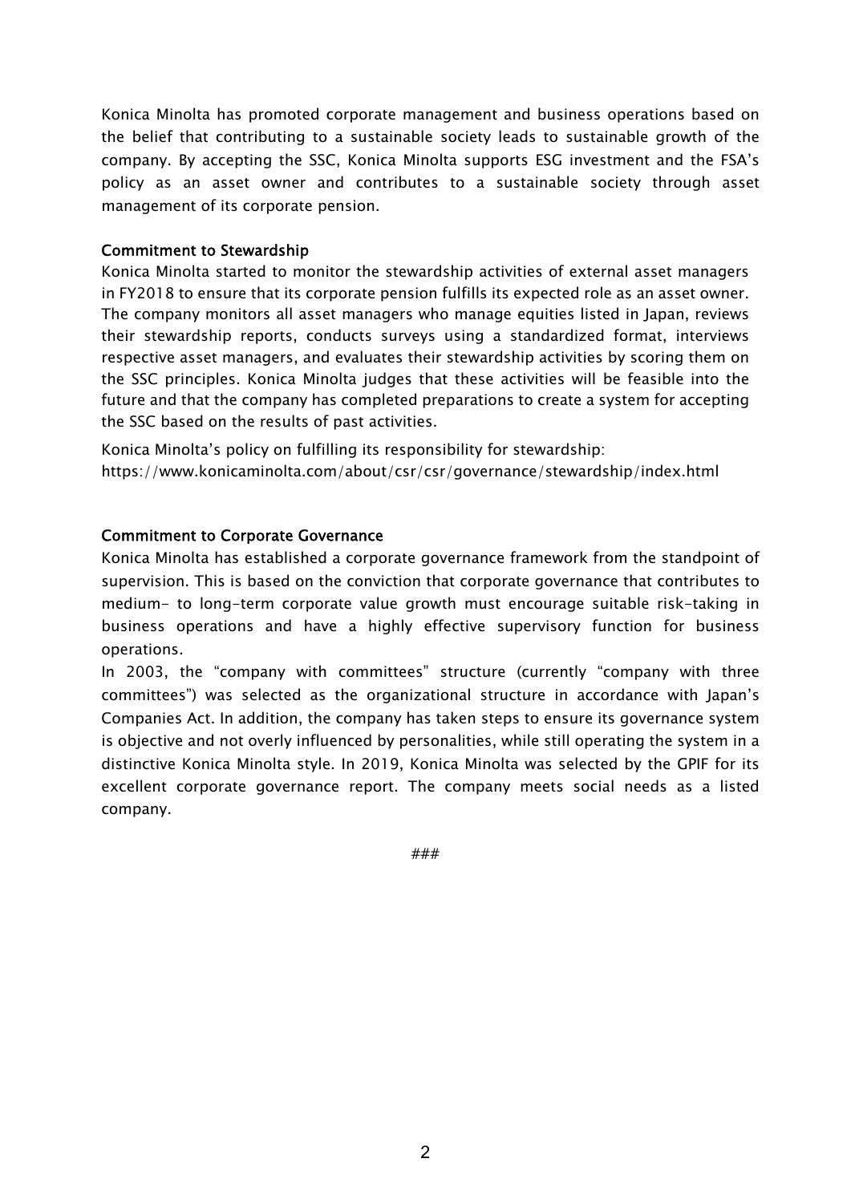Konica Minolta has promoted corporate management and business operations based on the belief that contributing to a sustainable society leads to sustainable growth of the company. By accepting the SSC, Konica Minolta supports ESG investment and the FSA's policy as an asset owner and contributes to a sustainable society through asset management of its corporate pension.

## Commitment to Stewardship

Konica Minolta started to monitor the stewardship activities of external asset managers in FY2018 to ensure that its corporate pension fulfills its expected role as an asset owner. The company monitors all asset managers who manage equities listed in Japan, reviews their stewardship reports, conducts surveys using a standardized format, interviews respective asset managers, and evaluates their stewardship activities by scoring them on the SSC principles. Konica Minolta judges that these activities will be feasible into the future and that the company has completed preparations to create a system for accepting the SSC based on the results of past activities.

Konica Minolta's policy on fulfilling its responsibility for stewardship:
https://www.konicaminolta.com/about/csr/csr/governance/stewardship/index.html

## Commitment to Corporate Governance

Konica Minolta has established a corporate governance framework from the standpoint of supervision. This is based on the conviction that corporate governance that contributes to medium- to long-term corporate value growth must encourage suitable risk-taking in business operations and have a highly effective supervisory function for business operations.

In 2003, the "company with committees" structure (currently "company with three committees") was selected as the organizational structure in accordance with Japan's Companies Act. In addition, the company has taken steps to ensure its governance system is objective and not overly influenced by personalities, while still operating the system in a distinctive Konica Minolta style. In 2019, Konica Minolta was selected by the GPIF for its excellent corporate governance report. The company meets social needs as a listed company.

###